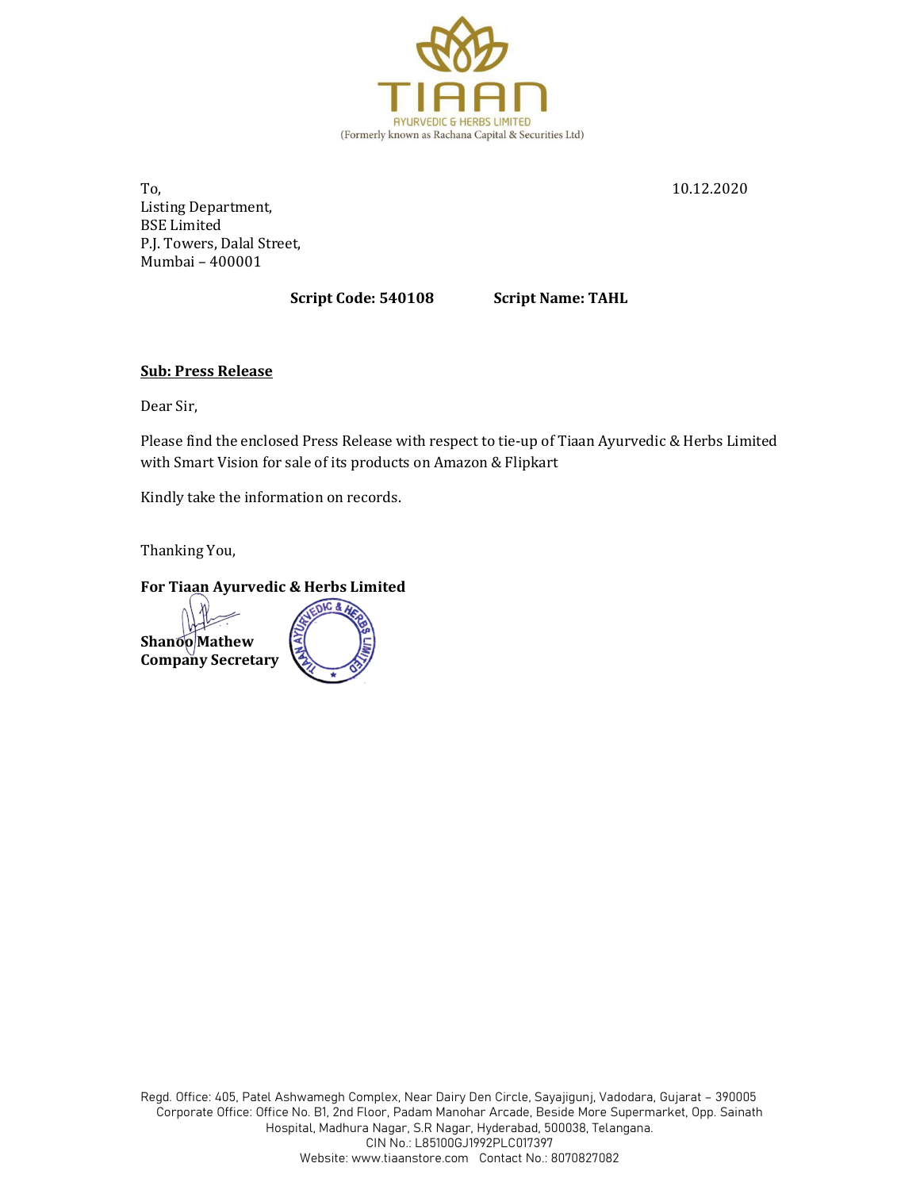TIAAN

AYURVEDIC & HERBS LIMITED

(Formerly known as Rachana Capital & Securities Ltd)

To,
Listing Department,
BSE Limited
P.J. Towers, Dalal Street,
Mumbai – 400001

10.12.2020

**Script Code: 540108** **Script Name: TAHL**

**Sub: Press Release**

Dear Sir,

Please find the enclosed Press Release with respect to tie-up of Tiaan Ayurvedic & Herbs Limited with Smart Vision for sale of its products on Amazon & Flipkart

Kindly take the information on records.

Thanking You,

**For Tiaan Ayurvedic & Herbs Limited**

**Shanoo Mathew**
**Company Secretary**

Regd. Office: 405, Patel Ashwamegh Complex, Near Dairy Den Circle, Sayajigunj, Vadodara, Gujarat – 390005
Corporate Office: Office No. B1, 2nd Floor, Padam Manohar Arcade, Beside More Supermarket, Opp. Sainath Hospital, Madhura Nagar, S.R Nagar, Hyderabad, 500038, Telangana.
CIN No.: L85100GJ1992PLC017397
Website: www.tiaanstore.com Contact No.: 8070827082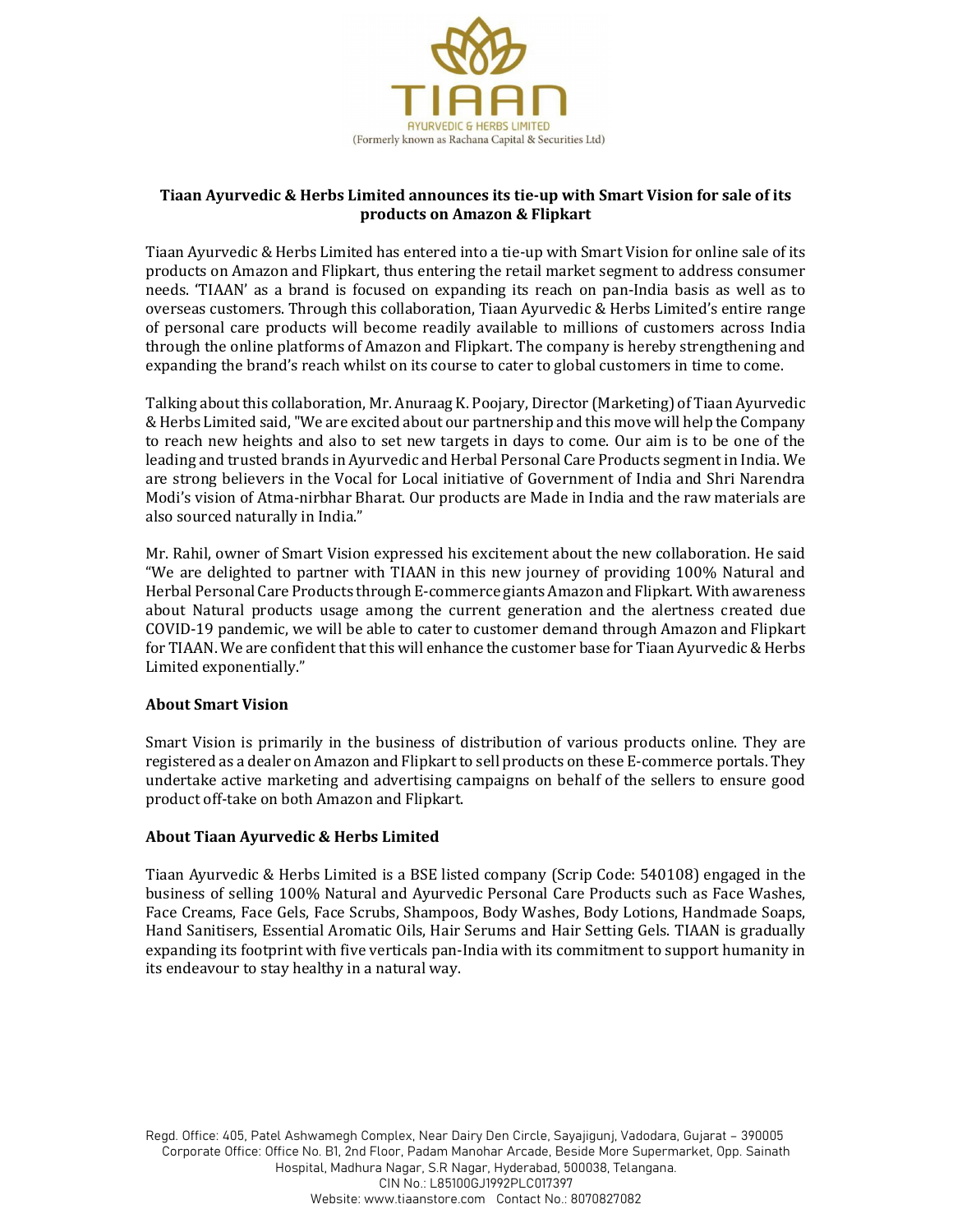TIAAN

AYURVEDIC & HERBS LIMITED

(Formerly known as Rachana Capital & Securities Ltd)

**Tiaan Ayurvedic & Herbs Limited announces its tie-up with Smart Vision for sale of its products on Amazon & Flipkart**

Tiaan Ayurvedic & Herbs Limited has entered into a tie-up with Smart Vision for online sale of its products on Amazon and Flipkart, thus entering the retail market segment to address consumer needs. 'TIAAN' as a brand is focused on expanding its reach on pan-India basis as well as to overseas customers. Through this collaboration, Tiaan Ayurvedic & Herbs Limited's entire range of personal care products will become readily available to millions of customers across India through the online platforms of Amazon and Flipkart. The company is hereby strengthening and expanding the brand's reach whilst on its course to cater to global customers in time to come.

Talking about this collaboration, Mr. Anuraag K. Poojary, Director (Marketing) of Tiaan Ayurvedic & Herbs Limited said, "We are excited about our partnership and this move will help the Company to reach new heights and also to set new targets in days to come. Our aim is to be one of the leading and trusted brands in Ayurvedic and Herbal Personal Care Products segment in India. We are strong believers in the Vocal for Local initiative of Government of India and Shri Narendra Modi's vision of Atma-nirbhar Bharat. Our products are Made in India and the raw materials are also sourced naturally in India."

Mr. Rahil, owner of Smart Vision expressed his excitement about the new collaboration. He said "We are delighted to partner with TIAAN in this new journey of providing 100% Natural and Herbal Personal Care Products through E-commerce giants Amazon and Flipkart. With awareness about Natural products usage among the current generation and the alertness created due COVID-19 pandemic, we will be able to cater to customer demand through Amazon and Flipkart for TIAAN. We are confident that this will enhance the customer base for Tiaan Ayurvedic & Herbs Limited exponentially."

### About Smart Vision

Smart Vision is primarily in the business of distribution of various products online. They are registered as a dealer on Amazon and Flipkart to sell products on these E-commerce portals. They undertake active marketing and advertising campaigns on behalf of the sellers to ensure good product off-take on both Amazon and Flipkart.

### About Tiaan Ayurvedic & Herbs Limited

Tiaan Ayurvedic & Herbs Limited is a BSE listed company (Scrip Code: 540108) engaged in the business of selling 100% Natural and Ayurvedic Personal Care Products such as Face Washes, Face Creams, Face Gels, Face Scrubs, Shampoos, Body Washes, Body Lotions, Handmade Soaps, Hand Sanitisers, Essential Aromatic Oils, Hair Serums and Hair Setting Gels. TIAAN is gradually expanding its footprint with five verticals pan-India with its commitment to support humanity in its endeavour to stay healthy in a natural way.

Regd. Office: 405, Patel Ashwamegh Complex, Near Dairy Den Circle, Sayajigunj, Vadodara, Gujarat – 390005
Corporate Office: Office No. B1, 2nd Floor, Padam Manohar Arcade, Beside More Supermarket, Opp. Sainath Hospital, Madhura Nagar, S.R Nagar, Hyderabad, 500038, Telangana.
CIN No.: L85100GJ1992PLC017397
Website: www.tiaanstore.com Contact No.: 8070827082